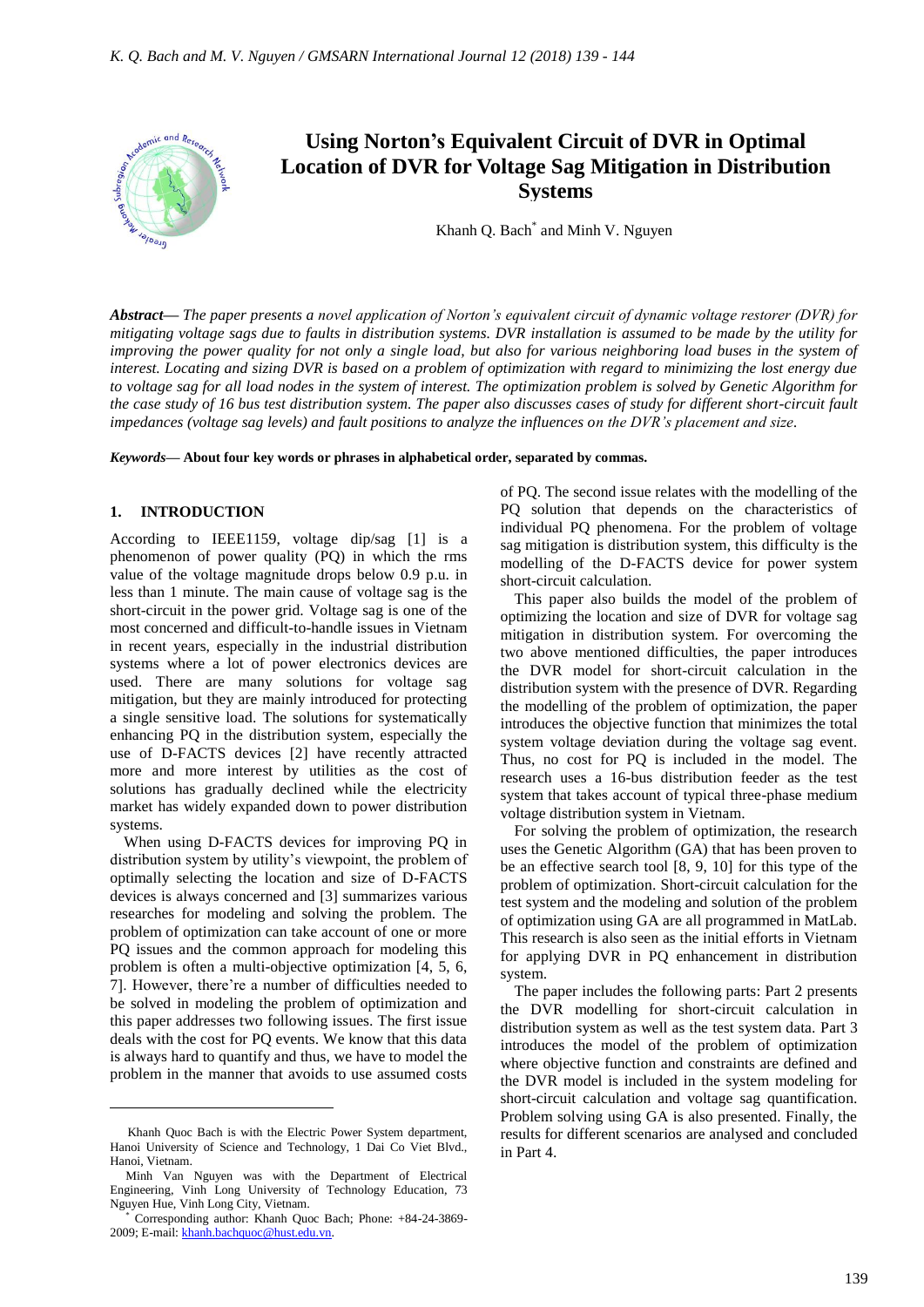# Using Norton's Equivalent Circuit of DVR in Optimal Location of DVR for Voltage Sag Mitigation in Distribution Systems

Khanh Q. Bach[*] and Minh V. Nguyen

***Abstract***— *The paper presents a novel application of Norton's equivalent circuit of dynamic voltage restorer (DVR) for mitigating voltage sags due to faults in distribution systems. DVR installation is assumed to be made by the utility for improving the power quality for not only a single load, but also for various neighboring load buses in the system of interest. Locating and sizing DVR is based on a problem of optimization with regard to minimizing the lost energy due to voltage sag for all load nodes in the system of interest. The optimization problem is solved by Genetic Algorithm for the case study of 16 bus test distribution system. The paper also discusses cases of study for different short-circuit fault impedances (voltage sag levels) and fault positions to analyze the influences on the DVR's placement and size.*

***Keywords***— **About four key words or phrases in alphabetical order, separated by commas.**

## 1. INTRODUCTION

According to IEEE1159, voltage dip/sag [1] is a phenomenon of power quality (PQ) in which the rms value of the voltage magnitude drops below 0.9 p.u. in less than 1 minute. The main cause of voltage sag is the short-circuit in the power grid. Voltage sag is one of the most concerned and difficult-to-handle issues in Vietnam in recent years, especially in the industrial distribution systems where a lot of power electronics devices are used. There are many solutions for voltage sag mitigation, but they are mainly introduced for protecting a single sensitive load. The solutions for systematically enhancing PQ in the distribution system, especially the use of D-FACTS devices [2] have recently attracted more and more interest by utilities as the cost of solutions has gradually declined while the electricity market has widely expanded down to power distribution systems.

When using D-FACTS devices for improving PQ in distribution system by utility's viewpoint, the problem of optimally selecting the location and size of D-FACTS devices is always concerned and [3] summarizes various researches for modeling and solving the problem. The problem of optimization can take account of one or more PQ issues and the common approach for modeling this problem is often a multi-objective optimization [4, 5, 6, 7]. However, there're a number of difficulties needed to be solved in modeling the problem of optimization and this paper addresses two following issues. The first issue deals with the cost for PQ events. We know that this data is always hard to quantify and thus, we have to model the problem in the manner that avoids to use assumed costs of PQ. The second issue relates with the modelling of the PQ solution that depends on the characteristics of individual PQ phenomena. For the problem of voltage sag mitigation is distribution system, this difficulty is the modelling of the D-FACTS device for power system short-circuit calculation.

This paper also builds the model of the problem of optimizing the location and size of DVR for voltage sag mitigation in distribution system. For overcoming the two above mentioned difficulties, the paper introduces the DVR model for short-circuit calculation in the distribution system with the presence of DVR. Regarding the modelling of the problem of optimization, the paper introduces the objective function that minimizes the total system voltage deviation during the voltage sag event. Thus, no cost for PQ is included in the model. The research uses a 16-bus distribution feeder as the test system that takes account of typical three-phase medium voltage distribution system in Vietnam.

For solving the problem of optimization, the research uses the Genetic Algorithm (GA) that has been proven to be an effective search tool [8, 9, 10] for this type of the problem of optimization. Short-circuit calculation for the test system and the modeling and solution of the problem of optimization using GA are all programmed in MatLab. This research is also seen as the initial efforts in Vietnam for applying DVR in PQ enhancement in distribution system.

The paper includes the following parts: Part 2 presents the DVR modelling for short-circuit calculation in distribution system as well as the test system data. Part 3 introduces the model of the problem of optimization where objective function and constraints are defined and the DVR model is included in the system modeling for short-circuit calculation and voltage sag quantification. Problem solving using GA is also presented. Finally, the results for different scenarios are analysed and concluded in Part 4.

---

Khanh Quoc Bach is with the Electric Power System department, Hanoi University of Science and Technology, 1 Dai Co Viet Blvd., Hanoi, Vietnam.

Minh Van Nguyen was with the Department of Electrical Engineering, Vinh Long University of Technology Education, 73 Nguyen Hue, Vinh Long City, Vietnam.

[*] Corresponding author: Khanh Quoc Bach; Phone: +84-24-3869-2009; E-mail: khanh.bachquoc@hust.edu.vn.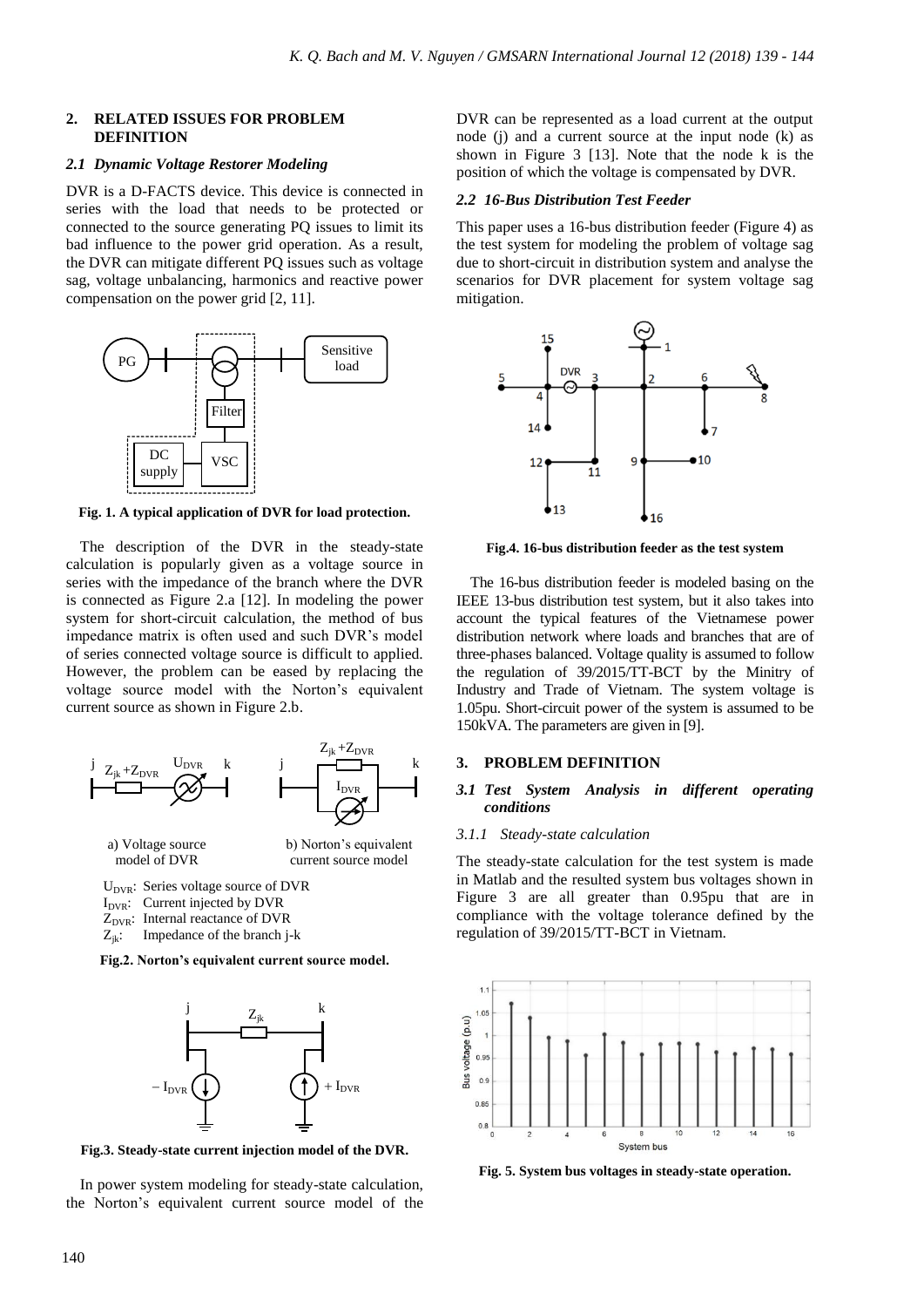## 2. RELATED ISSUES FOR PROBLEM DEFINITION

### *2.1 Dynamic Voltage Restorer Modeling*

DVR is a D-FACTS device. This device is connected in series with the load that needs to be protected or connected to the source generating PQ issues to limit its bad influence to the power grid operation. As a result, the DVR can mitigate different PQ issues such as voltage sag, voltage unbalancing, harmonics and reactive power compensation on the power grid [2, 11].

**Fig. 1. A typical application of DVR for load protection.**

The description of the DVR in the steady-state calculation is popularly given as a voltage source in series with the impedance of the branch where the DVR is connected as Figure 2.a [12]. In modeling the power system for short-circuit calculation, the method of bus impedance matrix is often used and such DVR's model of series connected voltage source is difficult to applied. However, the problem can be eased by replacing the voltage source model with the Norton's equivalent current source as shown in Figure 2.b.

a) Voltage source model of DVR

b) Norton's equivalent current source model

$U_{DVR}$: Series voltage source of DVR
$I_{DVR}$: Current injected by DVR
$Z_{DVR}$: Internal reactance of DVR
$Z_{jk}$: Impedance of the branch j-k

**Fig.2. Norton's equivalent current source model.**

**Fig.3. Steady-state current injection model of the DVR.**

In power system modeling for steady-state calculation, the Norton's equivalent current source model of the DVR can be represented as a load current at the output node (j) and a current source at the input node (k) as shown in Figure 3 [13]. Note that the node k is the position of which the voltage is compensated by DVR.

### *2.2 16-Bus Distribution Test Feeder*

This paper uses a 16-bus distribution feeder (Figure 4) as the test system for modeling the problem of voltage sag due to short-circuit in distribution system and analyse the scenarios for DVR placement for system voltage sag mitigation.

**Fig.4. 16-bus distribution feeder as the test system**

The 16-bus distribution feeder is modeled basing on the IEEE 13-bus distribution test system, but it also takes into account the typical features of the Vietnamese power distribution network where loads and branches that are of three-phases balanced. Voltage quality is assumed to follow the regulation of 39/2015/TT-BCT by the Minitry of Industry and Trade of Vietnam. The system voltage is 1.05pu. Short-circuit power of the system is assumed to be 150kVA. The parameters are given in [9].

## 3. PROBLEM DEFINITION

### *3.1 Test System Analysis in different operating conditions*

#### *3.1.1 Steady-state calculation*

The steady-state calculation for the test system is made in Matlab and the resulted system bus voltages shown in Figure 3 are all greater than 0.95pu that are in compliance with the voltage tolerance defined by the regulation of 39/2015/TT-BCT in Vietnam.

**Fig. 5. System bus voltages in steady-state operation.**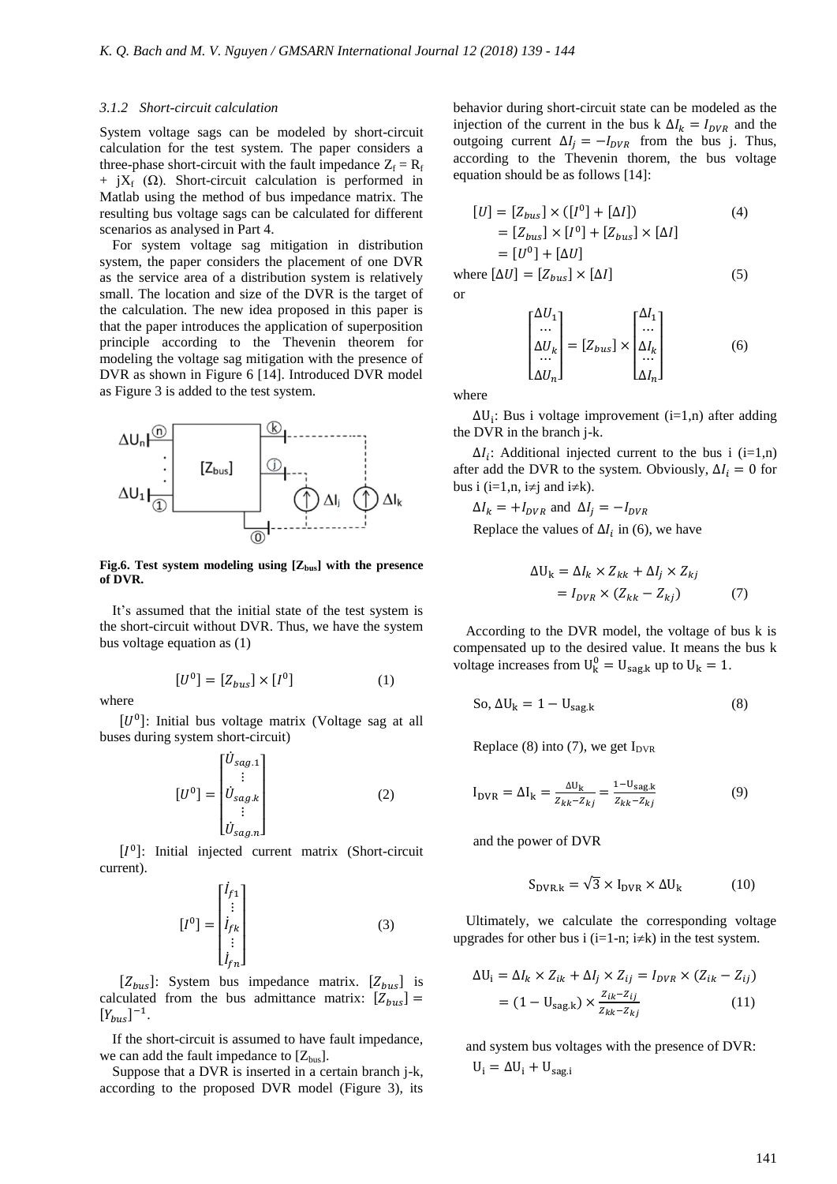### 3.1.2 Short-circuit calculation

System voltage sags can be modeled by short-circuit calculation for the test system. The paper considers a three-phase short-circuit with the fault impedance $Z_f = R_f + jX_f$ (Ω). Short-circuit calculation is performed in Matlab using the method of bus impedance matrix. The resulting bus voltage sags can be calculated for different scenarios as analysed in Part 4.

For system voltage sag mitigation in distribution system, the paper considers the placement of one DVR as the service area of a distribution system is relatively small. The location and size of the DVR is the target of the calculation. The new idea proposed in this paper is that the paper introduces the application of superposition principle according to the Thevenin theorem for modeling the voltage sag mitigation with the presence of DVR as shown in Figure 6 [14]. Introduced DVR model as Figure 3 is added to the test system.

**Fig.6. Test system modeling using [$Z_{bus}$] with the presence of DVR.**

It's assumed that the initial state of the test system is the short-circuit without DVR. Thus, we have the system bus voltage equation as (1)

$$[U^0] = [Z_{bus}] \times [I^0] \tag{1}$$

where

$[U^0]$: Initial bus voltage matrix (Voltage sag at all buses during system short-circuit)

$$[U^0] = \begin{bmatrix} \dot{U}_{sag.1} \\ \vdots \\ \dot{U}_{sag.k} \\ \vdots \\ \dot{U}_{sag.n} \end{bmatrix} \tag{2}$$

$[I^0]$: Initial injected current matrix (Short-circuit current).

$$[I^0] = \begin{bmatrix} \dot{I}_{f1} \\ \vdots \\ \dot{I}_{fk} \\ \vdots \\ \dot{I}_{fn} \end{bmatrix} \tag{3}$$

$[Z_{bus}]$: System bus impedance matrix. $[Z_{bus}]$ is calculated from the bus admittance matrix: $[Z_{bus}] = [Y_{bus}]^{-1}$.

If the short-circuit is assumed to have fault impedance, we can add the fault impedance to [$Z_{bus}$].

Suppose that a DVR is inserted in a certain branch j-k, according to the proposed DVR model (Figure 3), its behavior during short-circuit state can be modeled as the injection of the current in the bus k $\Delta I_k = I_{DVR}$ and the outgoing current $\Delta I_j = -I_{DVR}$ from the bus j. Thus, according to the Thevenin thorem, the bus voltage equation should be as follows [14]:

$$\begin{aligned} [U] &= [Z_{bus}] \times ([I^0] + [\Delta I]) \\ &= [Z_{bus}] \times [I^0] + [Z_{bus}] \times [\Delta I] \\ &= [U^0] + [\Delta U] \end{aligned} \tag{4}$$

where $[\Delta U] = [Z_{bus}] \times [\Delta I]$ (5)

or

$$\begin{bmatrix} \Delta U_1 \\ \cdots \\ \Delta U_k \\ \cdots \\ \Delta U_n \end{bmatrix} = [Z_{bus}] \times \begin{bmatrix} \Delta I_1 \\ \cdots \\ \Delta I_k \\ \cdots \\ \Delta I_n \end{bmatrix} \tag{6}$$

where

$\Delta U_i$: Bus i voltage improvement (i=1,n) after adding the DVR in the branch j-k.

$\Delta I_i$: Additional injected current to the bus i (i=1,n) after add the DVR to the system. Obviously, $\Delta I_i = 0$ for bus i (i=1,n, i≠j and i≠k).

$\Delta I_k = +I_{DVR}$ and $\Delta I_j = -I_{DVR}$

Replace the values of $\Delta I_i$ in (6), we have

$$\begin{aligned} \Delta U_k &= \Delta I_k \times Z_{kk} + \Delta I_j \times Z_{kj} \\ &= I_{DVR} \times (Z_{kk} - Z_{kj}) \end{aligned} \tag{7}$$

According to the DVR model, the voltage of bus k is compensated up to the desired value. It means the bus k voltage increases from $U_k^0 = U_{sag.k}$ up to $U_k = 1$.

$$\text{So, } \Delta U_k = 1 - U_{sag.k} \tag{8}$$

Replace (8) into (7), we get $I_{DVR}$

$$I_{DVR} = \Delta I_k = \frac{\Delta U_k}{Z_{kk} - Z_{kj}} = \frac{1 - U_{sag.k}}{Z_{kk} - Z_{kj}} \tag{9}$$

and the power of DVR

$$S_{DVR.k} = \sqrt{3} \times I_{DVR} \times \Delta U_k \tag{10}$$

Ultimately, we calculate the corresponding voltage upgrades for other bus i (i=1-n; i≠k) in the test system.

$$\begin{aligned} \Delta U_i &= \Delta I_k \times Z_{ik} + \Delta I_j \times Z_{ij} = I_{DVR} \times (Z_{ik} - Z_{ij}) \\ &= (1 - U_{sag.k}) \times \frac{Z_{ik} - Z_{ij}}{Z_{kk} - Z_{kj}} \end{aligned} \tag{11}$$

and system bus voltages with the presence of DVR:

$U_i = \Delta U_i + U_{sag.i}$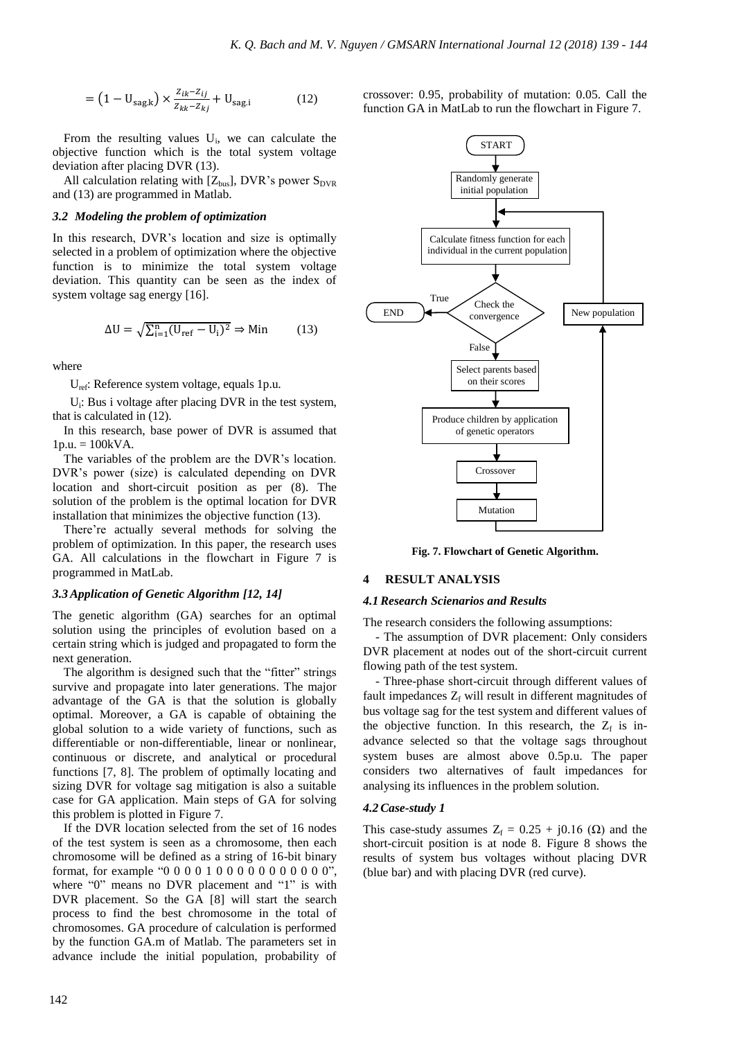$$= \left(1 - U_{sag.k}\right) \times \frac{Z_{ik} - Z_{ij}}{Z_{kk} - Z_{kj}} + U_{sag.i} \qquad (12)$$

From the resulting values $U_i$, we can calculate the objective function which is the total system voltage deviation after placing DVR (13).

All calculation relating with $[Z_{bus}]$, DVR's power $S_{DVR}$ and (13) are programmed in Matlab.

### *3.2 Modeling the problem of optimization*

In this research, DVR's location and size is optimally selected in a problem of optimization where the objective function is to minimize the total system voltage deviation. This quantity can be seen as the index of system voltage sag energy [16].

$$\Delta U = \sqrt{\sum_{i=1}^{n} (U_{ref} - U_i)^2} \Rightarrow \text{Min} \qquad (13)$$

where

$U_{ref}$: Reference system voltage, equals 1p.u.

$U_i$: Bus i voltage after placing DVR in the test system, that is calculated in (12).

In this research, base power of DVR is assumed that 1p.u. = 100kVA.

The variables of the problem are the DVR's location. DVR's power (size) is calculated depending on DVR location and short-circuit position as per (8). The solution of the problem is the optimal location for DVR installation that minimizes the objective function (13).

There're actually several methods for solving the problem of optimization. In this paper, the research uses GA. All calculations in the flowchart in Figure 7 is programmed in MatLab.

### *3.3 Application of Genetic Algorithm [12, 14]*

The genetic algorithm (GA) searches for an optimal solution using the principles of evolution based on a certain string which is judged and propagated to form the next generation.

The algorithm is designed such that the "fitter" strings survive and propagate into later generations. The major advantage of the GA is that the solution is globally optimal. Moreover, a GA is capable of obtaining the global solution to a wide variety of functions, such as differentiable or non-differentiable, linear or nonlinear, continuous or discrete, and analytical or procedural functions [7, 8]. The problem of optimally locating and sizing DVR for voltage sag mitigation is also a suitable case for GA application. Main steps of GA for solving this problem is plotted in Figure 7.

If the DVR location selected from the set of 16 nodes of the test system is seen as a chromosome, then each chromosome will be defined as a string of 16-bit binary format, for example "0 0 0 0 1 0 0 0 0 0 0 0 0 0 0 0", where "0" means no DVR placement and "1" is with DVR placement. So the GA [8] will start the search process to find the best chromosome in the total of chromosomes. GA procedure of calculation is performed by the function GA.m of Matlab. The parameters set in advance include the initial population, probability of crossover: 0.95, probability of mutation: 0.05. Call the function GA in MatLab to run the flowchart in Figure 7.

START → Randomly generate initial population → Calculate fitness function for each individual in the current population → Check the convergence (True → END; False → Select parents based on their scores → Produce children by application of genetic operators → Crossover → Mutation → New population → back to Calculate fitness function)

**Fig. 7. Flowchart of Genetic Algorithm.**

## 4 RESULT ANALYSIS

### *4.1 Research Scienarios and Results*

The research considers the following assumptions:

- The assumption of DVR placement: Only considers DVR placement at nodes out of the short-circuit current flowing path of the test system.

- Three-phase short-circuit through different values of fault impedances $Z_f$ will result in different magnitudes of bus voltage sag for the test system and different values of the objective function. In this research, the $Z_f$ is in-advance selected so that the voltage sags throughout system buses are almost above 0.5p.u. The paper considers two alternatives of fault impedances for analysing its influences in the problem solution.

### *4.2 Case-study 1*

This case-study assumes $Z_f = 0.25 + j0.16$ ($\Omega$) and the short-circuit position is at node 8. Figure 8 shows the results of system bus voltages without placing DVR (blue bar) and with placing DVR (red curve).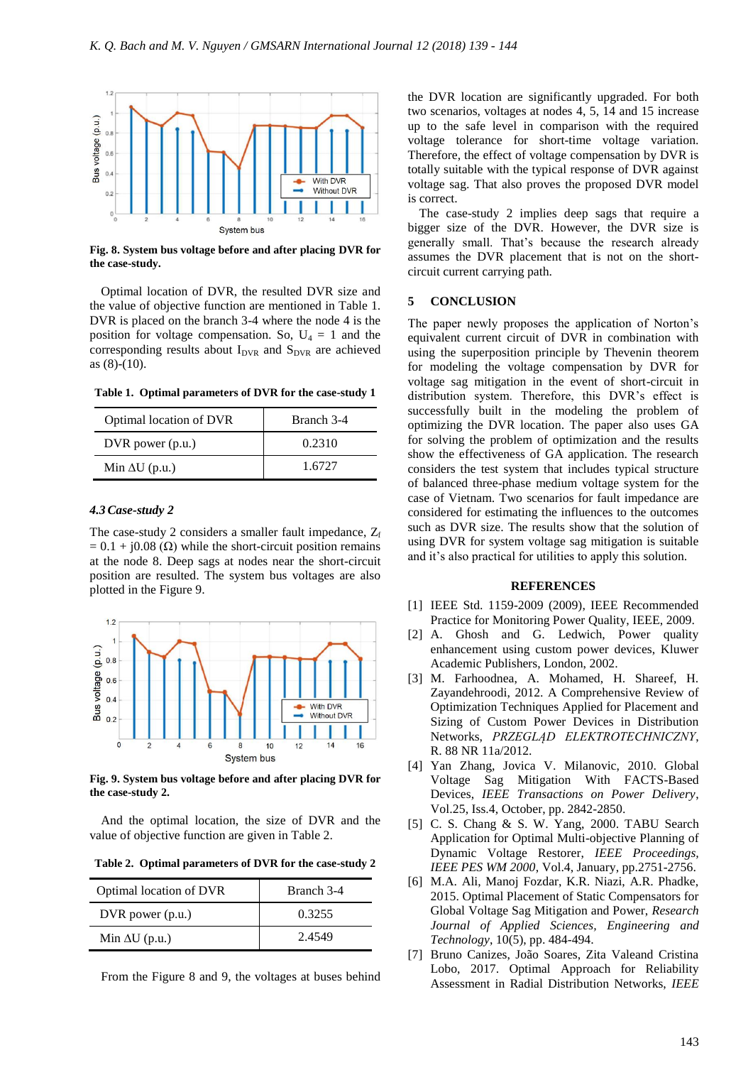Fig. 8. System bus voltage before and after placing DVR for the case-study.

Optimal location of DVR, the resulted DVR size and the value of objective function are mentioned in Table 1. DVR is placed on the branch 3-4 where the node 4 is the position for voltage compensation. So, $U_4$ = 1 and the corresponding results about $I_{DVR}$ and $S_{DVR}$ are achieved as (8)-(10).

**Table 1. Optimal parameters of DVR for the case-study 1**

| Optimal location of DVR | Branch 3-4 |
|---|---|
| DVR power (p.u.) | 0.2310 |
| Min ΔU (p.u.) | 1.6727 |

### *4.3 Case-study 2*

The case-study 2 considers a smaller fault impedance, $Z_f$ = 0.1 + j0.08 (Ω) while the short-circuit position remains at the node 8. Deep sags at nodes near the short-circuit position are resulted. The system bus voltages are also plotted in the Figure 9.

Fig. 9. System bus voltage before and after placing DVR for the case-study 2.

And the optimal location, the size of DVR and the value of objective function are given in Table 2.

**Table 2. Optimal parameters of DVR for the case-study 2**

| Optimal location of DVR | Branch 3-4 |
|---|---|
| DVR power (p.u.) | 0.3255 |
| Min ΔU (p.u.) | 2.4549 |

From the Figure 8 and 9, the voltages at buses behind the DVR location are significantly upgraded. For both two scenarios, voltages at nodes 4, 5, 14 and 15 increase up to the safe level in comparison with the required voltage tolerance for short-time voltage variation. Therefore, the effect of voltage compensation by DVR is totally suitable with the typical response of DVR against voltage sag. That also proves the proposed DVR model is correct.

The case-study 2 implies deep sags that require a bigger size of the DVR. However, the DVR size is generally small. That's because the research already assumes the DVR placement that is not on the short-circuit current carrying path.

## 5 CONCLUSION

The paper newly proposes the application of Norton's equivalent current circuit of DVR in combination with using the superposition principle by Thevenin theorem for modeling the voltage compensation by DVR for voltage sag mitigation in the event of short-circuit in distribution system. Therefore, this DVR's effect is successfully built in the modeling the problem of optimizing the DVR location. The paper also uses GA for solving the problem of optimization and the results show the effectiveness of GA application. The research considers the test system that includes typical structure of balanced three-phase medium voltage system for the case of Vietnam. Two scenarios for fault impedance are considered for estimating the influences to the outcomes such as DVR size. The results show that the solution of using DVR for system voltage sag mitigation is suitable and it's also practical for utilities to apply this solution.

## REFERENCES

[1] IEEE Std. 1159-2009 (2009), IEEE Recommended Practice for Monitoring Power Quality, IEEE, 2009.

[2] A. Ghosh and G. Ledwich, Power quality enhancement using custom power devices, Kluwer Academic Publishers, London, 2002.

[3] M. Farhoodnea, A. Mohamed, H. Shareef, H. Zayandehroodi, 2012. A Comprehensive Review of Optimization Techniques Applied for Placement and Sizing of Custom Power Devices in Distribution Networks, *PRZEGLĄD ELEKTROTECHNICZNY*, R. 88 NR 11a/2012.

[4] Yan Zhang, Jovica V. Milanovic, 2010. Global Voltage Sag Mitigation With FACTS-Based Devices, *IEEE Transactions on Power Delivery*, Vol.25, Iss.4, October, pp. 2842-2850.

[5] C. S. Chang & S. W. Yang, 2000. TABU Search Application for Optimal Multi-objective Planning of Dynamic Voltage Restorer, *IEEE Proceedings, IEEE PES WM 2000*, Vol.4, January, pp.2751-2756.

[6] M.A. Ali, Manoj Fozdar, K.R. Niazi, A.R. Phadke, 2015. Optimal Placement of Static Compensators for Global Voltage Sag Mitigation and Power, *Research Journal of Applied Sciences, Engineering and Technology*, 10(5), pp. 484-494.

[7] Bruno Canizes, João Soares, Zita Valeand Cristina Lobo, 2017. Optimal Approach for Reliability Assessment in Radial Distribution Networks, *IEEE*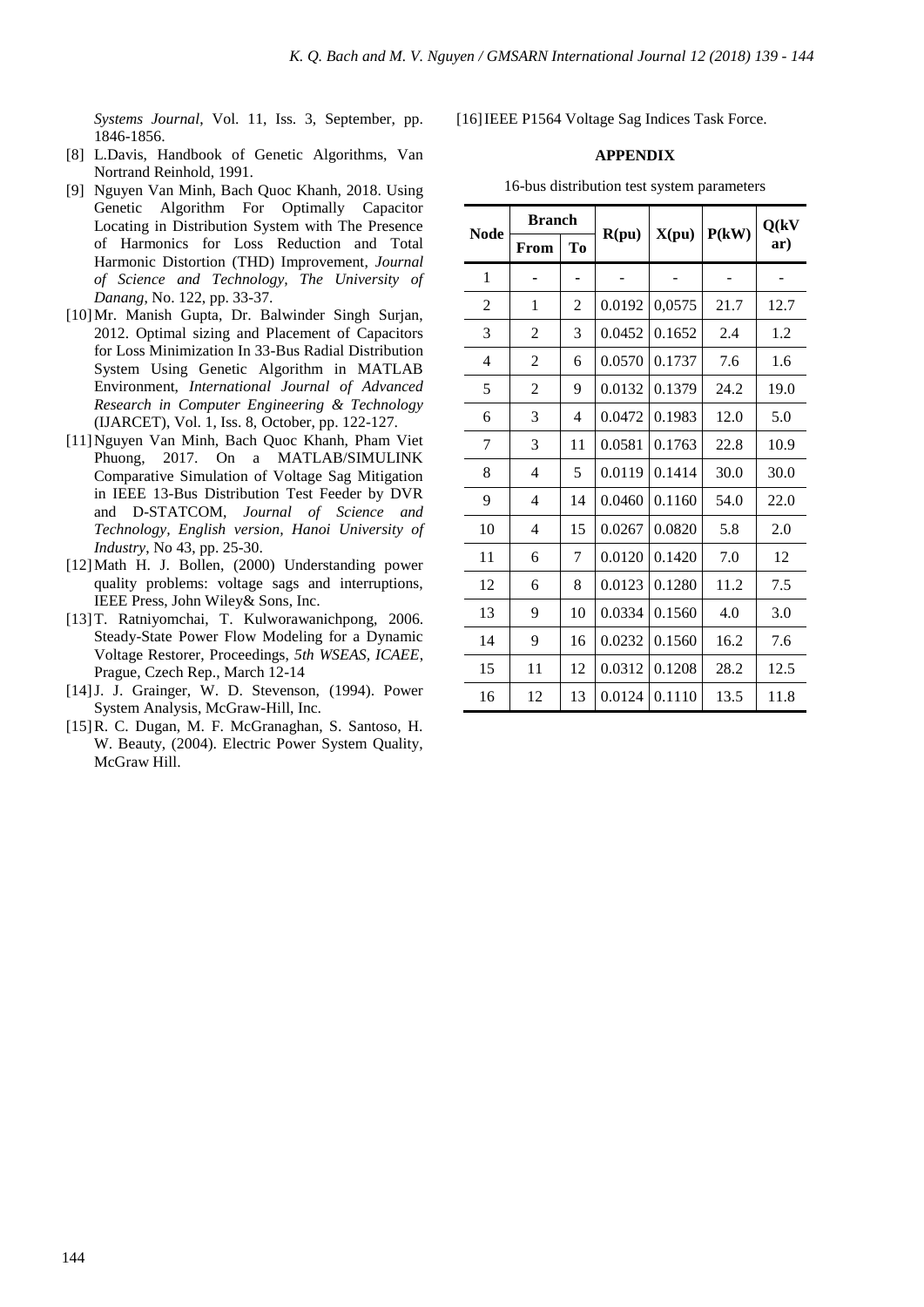*Systems Journal*, Vol. 11, Iss. 3, September, pp. 1846-1856.

[8] L.Davis, Handbook of Genetic Algorithms, Van Nortrand Reinhold, 1991.

[9] Nguyen Van Minh, Bach Quoc Khanh, 2018. Using Genetic Algorithm For Optimally Capacitor Locating in Distribution System with The Presence of Harmonics for Loss Reduction and Total Harmonic Distortion (THD) Improvement, *Journal of Science and Technology, The University of Danang*, No. 122, pp. 33-37.

[10] Mr. Manish Gupta, Dr. Balwinder Singh Surjan, 2012. Optimal sizing and Placement of Capacitors for Loss Minimization In 33-Bus Radial Distribution System Using Genetic Algorithm in MATLAB Environment, *International Journal of Advanced Research in Computer Engineering & Technology* (IJARCET), Vol. 1, Iss. 8, October, pp. 122-127.

[11] Nguyen Van Minh, Bach Quoc Khanh, Pham Viet Phuong, 2017. On a MATLAB/SIMULINK Comparative Simulation of Voltage Sag Mitigation in IEEE 13-Bus Distribution Test Feeder by DVR and D-STATCOM, *Journal of Science and Technology, English version, Hanoi University of Industry*, No 43, pp. 25-30.

[12] Math H. J. Bollen, (2000) Understanding power quality problems: voltage sags and interruptions, IEEE Press, John Wiley& Sons, Inc.

[13] T. Ratniyomchai, T. Kulworawanichpong, 2006. Steady-State Power Flow Modeling for a Dynamic Voltage Restorer, Proceedings, *5th WSEAS, ICAEE*, Prague, Czech Rep., March 12-14

[14] J. J. Grainger, W. D. Stevenson, (1994). Power System Analysis, McGraw-Hill, Inc.

[15] R. C. Dugan, M. F. McGranaghan, S. Santoso, H. W. Beauty, (2004). Electric Power System Quality, McGraw Hill.

[16] IEEE P1564 Voltage Sag Indices Task Force.

## APPENDIX

16-bus distribution test system parameters

| Node | Branch | | R(pu) | X(pu) | P(kW) | Q(kVar) |
|---|---|---|---|---|---|---|
| | From | To | | | | |
| 1 | - | - | - | - | - | - |
| 2 | 1 | 2 | 0.0192 | 0,0575 | 21.7 | 12.7 |
| 3 | 2 | 3 | 0.0452 | 0.1652 | 2.4 | 1.2 |
| 4 | 2 | 6 | 0.0570 | 0.1737 | 7.6 | 1.6 |
| 5 | 2 | 9 | 0.0132 | 0.1379 | 24.2 | 19.0 |
| 6 | 3 | 4 | 0.0472 | 0.1983 | 12.0 | 5.0 |
| 7 | 3 | 11 | 0.0581 | 0.1763 | 22.8 | 10.9 |
| 8 | 4 | 5 | 0.0119 | 0.1414 | 30.0 | 30.0 |
| 9 | 4 | 14 | 0.0460 | 0.1160 | 54.0 | 22.0 |
| 10 | 4 | 15 | 0.0267 | 0.0820 | 5.8 | 2.0 |
| 11 | 6 | 7 | 0.0120 | 0.1420 | 7.0 | 12 |
| 12 | 6 | 8 | 0.0123 | 0.1280 | 11.2 | 7.5 |
| 13 | 9 | 10 | 0.0334 | 0.1560 | 4.0 | 3.0 |
| 14 | 9 | 16 | 0.0232 | 0.1560 | 16.2 | 7.6 |
| 15 | 11 | 12 | 0.0312 | 0.1208 | 28.2 | 12.5 |
| 16 | 12 | 13 | 0.0124 | 0.1110 | 13.5 | 11.8 |